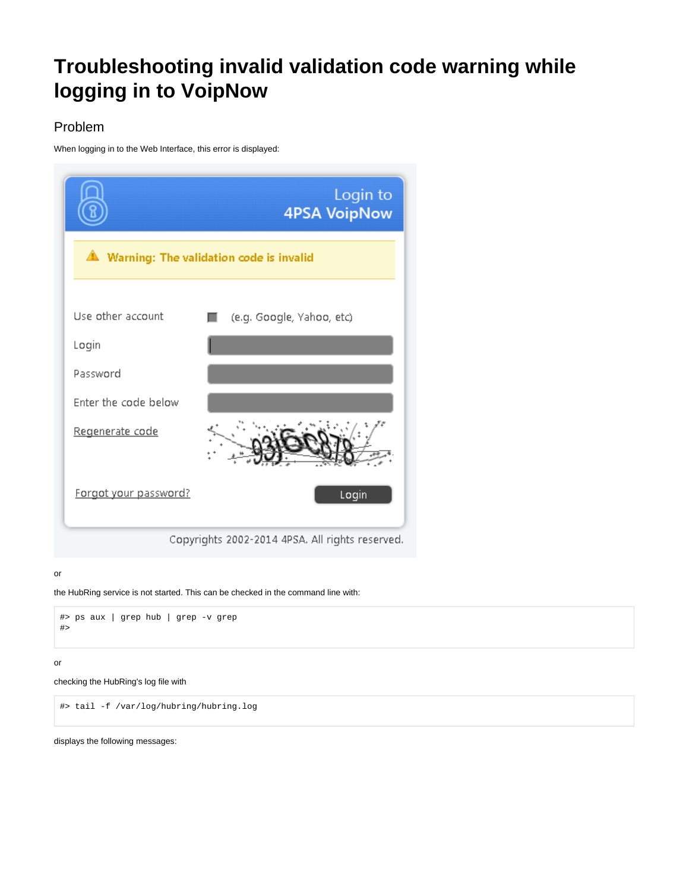# Troubleshooting invalid validation code warning while logging in to VoipNow

## Problem

When logging in to the Web Interface, this error is displayed:

or

the HubRing service is not started. This can be checked in the command line with:

```
#> ps aux | grep hub | grep -v grep
#>
```

or

checking the HubRing's log file with

```
#> tail -f /var/log/hubring/hubring.log
```

displays the following messages: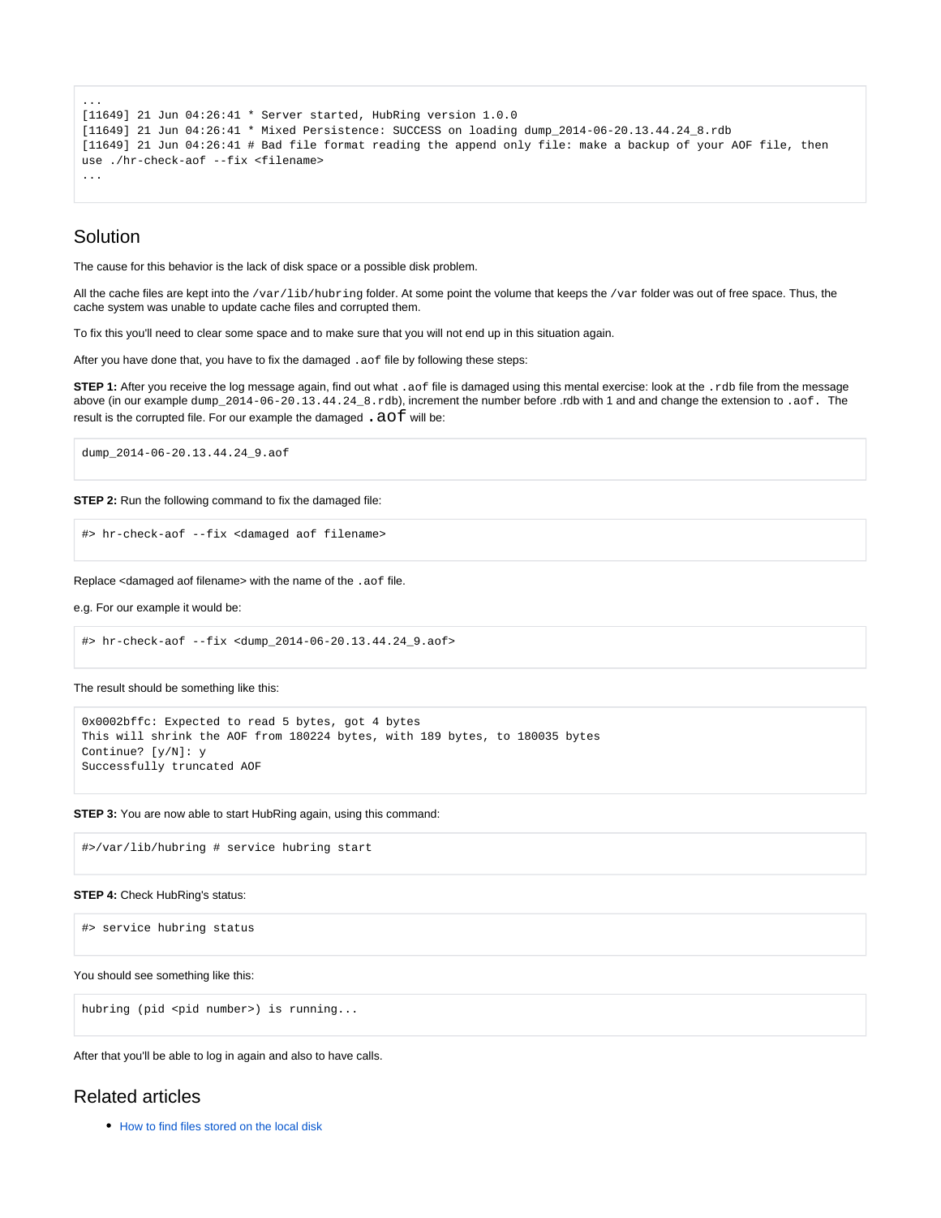```
...
[11649] 21 Jun 04:26:41 * Server started, HubRing version 1.0.0
[11649] 21 Jun 04:26:41 * Mixed Persistence: SUCCESS on loading dump_2014-06-20.13.44.24_8.rdb
[11649] 21 Jun 04:26:41 # Bad file format reading the append only file: make a backup of your AOF file, then
use ./hr-check-aof --fix <filename>
...
```

## Solution

The cause for this behavior is the lack of disk space or a possible disk problem.

All the cache files are kept into the `/var/lib/hubring` folder. At some point the volume that keeps the `/var` folder was out of free space. Thus, the cache system was unable to update cache files and corrupted them.

To fix this you'll need to clear some space and to make sure that you will not end up in this situation again.

After you have done that, you have to fix the damaged `.aof` file by following these steps:

**STEP 1:** After you receive the log message again, find out what `.aof` file is damaged using this mental exercise: look at the `.rdb` file from the message above (in our example `dump_2014-06-20.13.44.24_8.rdb`), increment the number before .rdb with 1 and and change the extension to `.aof.` The result is the corrupted file. For our example the damaged `.aof` will be:

```
dump_2014-06-20.13.44.24_9.aof
```

**STEP 2:** Run the following command to fix the damaged file:

```
#> hr-check-aof --fix <damaged aof filename>
```

Replace <damaged aof filename> with the name of the `.aof` file.

e.g. For our example it would be:

```
#> hr-check-aof --fix <dump_2014-06-20.13.44.24_9.aof>
```

The result should be something like this:

```
0x0002bffc: Expected to read 5 bytes, got 4 bytes
This will shrink the AOF from 180224 bytes, with 189 bytes, to 180035 bytes
Continue? [y/N]: y
Successfully truncated AOF
```

**STEP 3:** You are now able to start HubRing again, using this command:

```
#>/var/lib/hubring # service hubring start
```

**STEP 4:** Check HubRing's status:

```
#> service hubring status
```

You should see something like this:

```
hubring (pid <pid number>) is running...
```

After that you'll be able to log in again and also to have calls.

## Related articles

- How to find files stored on the local disk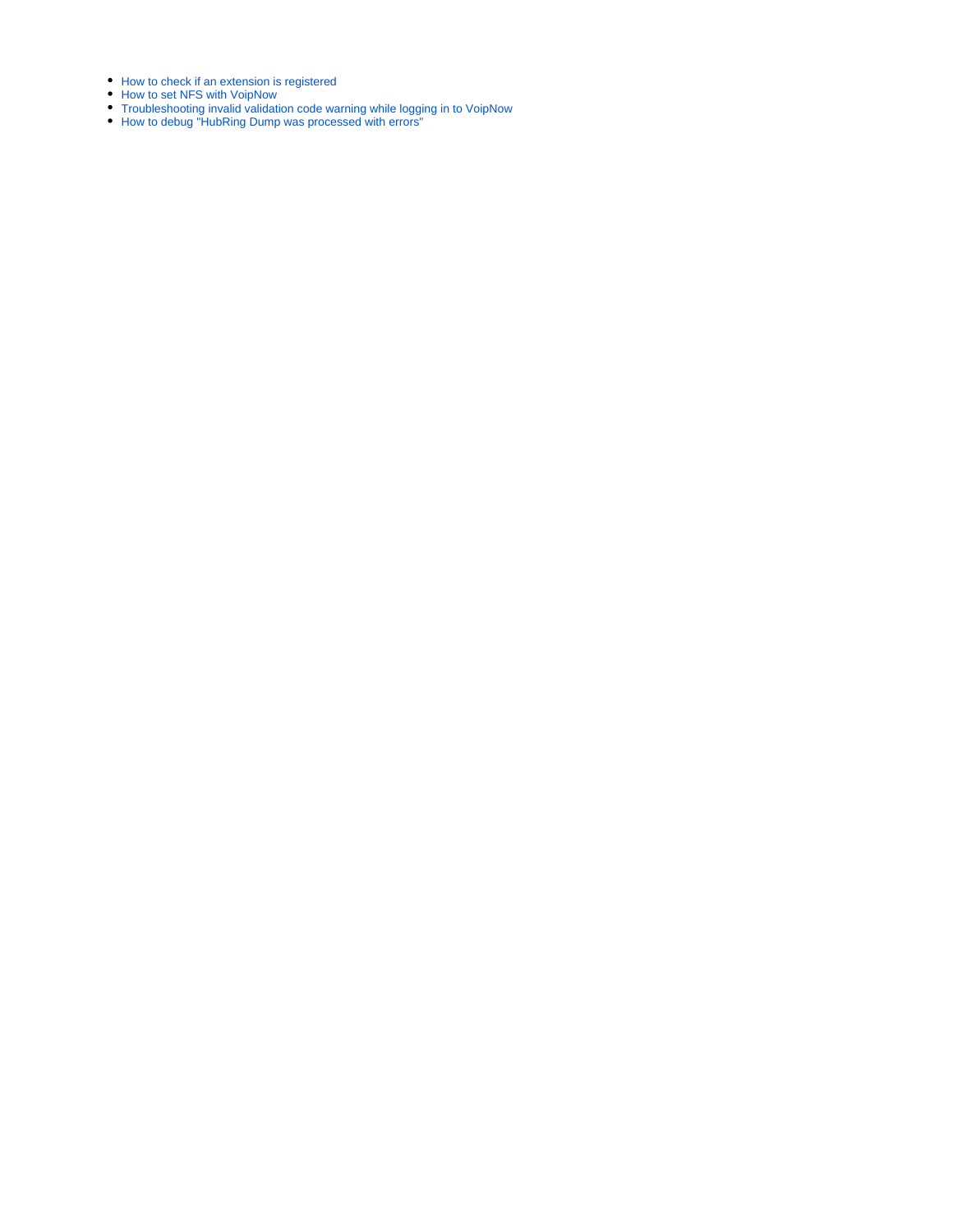- How to check if an extension is registered
- How to set NFS with VoipNow
- Troubleshooting invalid validation code warning while logging in to VoipNow
- How to debug "HubRing Dump was processed with errors"